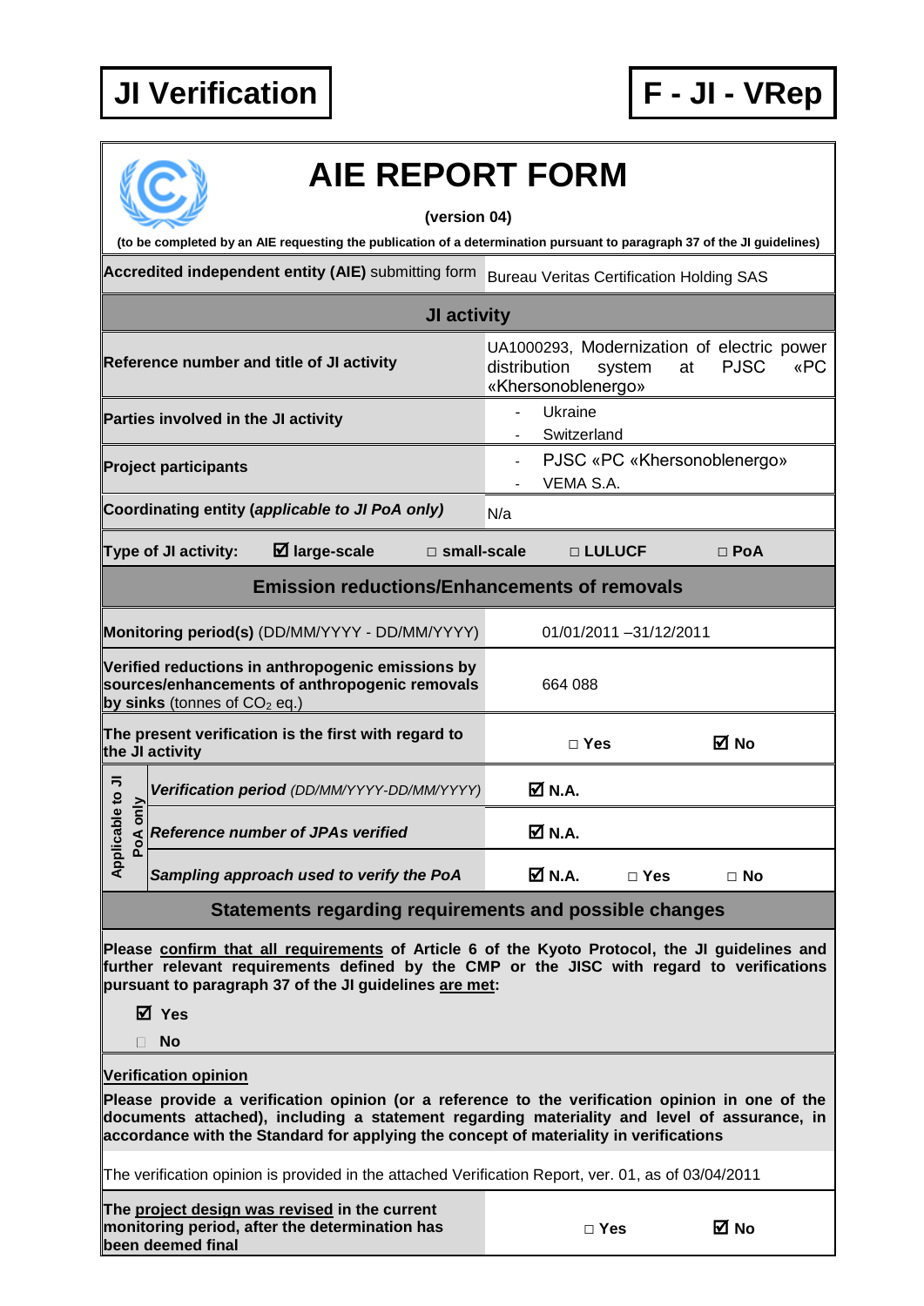**JI Verification**

**F - JI - VRep**

# AIE REPORT FORM

**(version 04)**

**(to be completed by an AIE requesting the publication of a determination pursuant to paragraph 37 of the JI guidelines)**

| **Accredited independent entity (AIE)** submitting form | Bureau Veritas Certification Holding SAS |
|---|---|
| **JI activity** | |
| **Reference number and title of JI activity** | UA1000293, Modernization of electric power distribution system at PJSC «PC «Khersonoblenergo» |
| **Parties involved in the JI activity** | - Ukraine<br>- Switzerland |
| **Project participants** | - PJSC «PC «Khersonoblenergo»<br>- VEMA S.A. |
| **Coordinating entity (*applicable to JI PoA only*)** | N/a |
| **Type of JI activity:** ☑ **large-scale** □ **small-scale** □ **LULUCF** □ **PoA** | |
| **Emission reductions/Enhancements of removals** | |
| **Monitoring period(s)** (DD/MM/YYYY - DD/MM/YYYY) | 01/01/2011 –31/12/2011 |
| **Verified reductions in anthropogenic emissions by sources/enhancements of anthropogenic removals by sinks** (tonnes of $CO_2$ eq.) | 664 088 |
| **The present verification is the first with regard to the JI activity** | □ **Yes** ☑ **No** |
| **Applicable to JI PoA only** – ***Verification period*** *(DD/MM/YYYY-DD/MM/YYYY)* | ☑ **N.A.** |
| **Applicable to JI PoA only** – ***Reference number of JPAs verified*** | ☑ **N.A.** |
| **Applicable to JI PoA only** – ***Sampling approach used to verify the PoA*** | ☑ **N.A.** □ **Yes** □ **No** |

## Statements regarding requirements and possible changes

**Please confirm that all requirements of Article 6 of the Kyoto Protocol, the JI guidelines and further relevant requirements defined by the CMP or the JISC with regard to verifications pursuant to paragraph 37 of the JI guidelines are met:**

☑ **Yes**

□ **No**

**Verification opinion**

**Please provide a verification opinion (or a reference to the verification opinion in one of the documents attached), including a statement regarding materiality and level of assurance, in accordance with the Standard for applying the concept of materiality in verifications**

The verification opinion is provided in the attached Verification Report, ver. 01, as of 03/04/2011

| **The project design was revised in the current monitoring period, after the determination has been deemed final** | □ **Yes** ☑ **No** |
|---|---|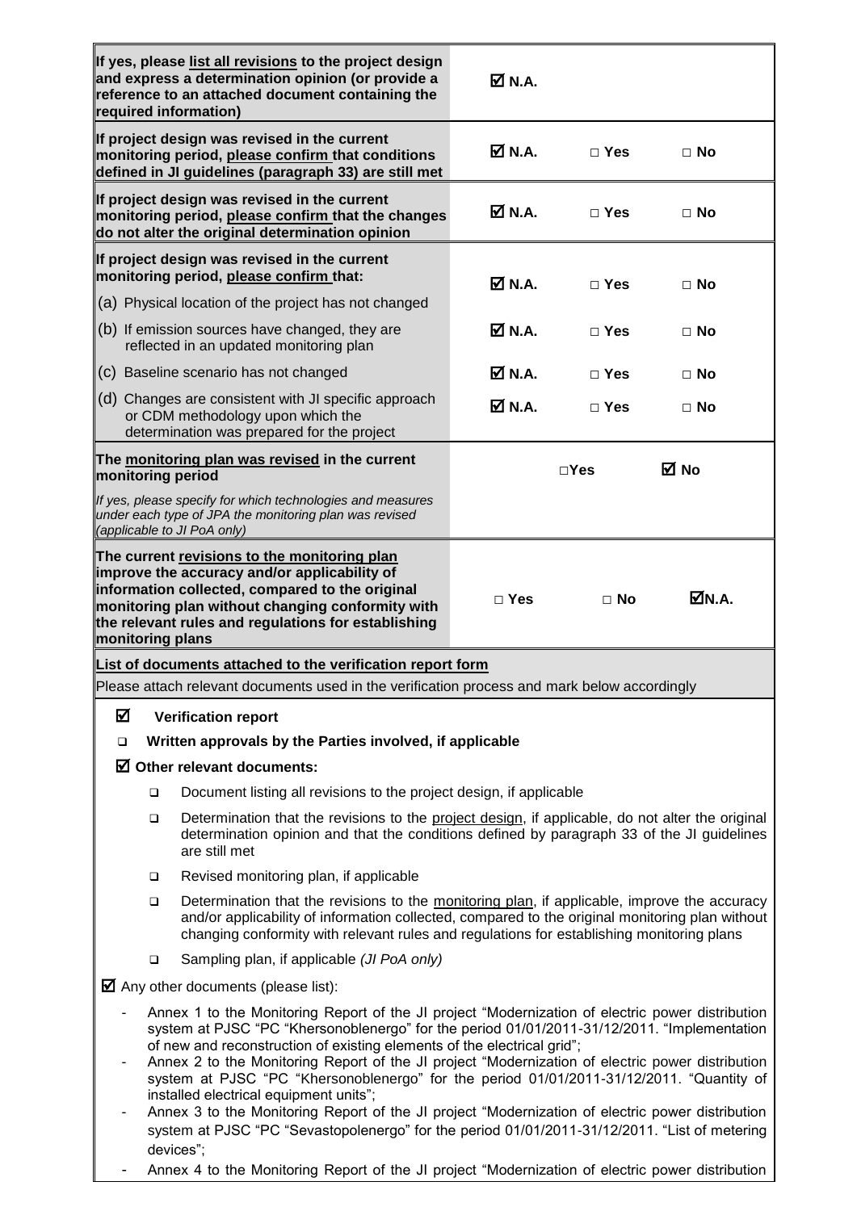| | | | |
|---|---|---|---|
| **If yes, please list all revisions to the project design and express a determination opinion (or provide a reference to an attached document containing the required information)** | ☑ **N.A.** | | |
| **If project design was revised in the current monitoring period, please confirm that conditions defined in JI guidelines (paragraph 33) are still met** | ☑ **N.A.** | □ **Yes** | □ **No** |
| **If project design was revised in the current monitoring period, please confirm that the changes do not alter the original determination opinion** | ☑ **N.A.** | □ **Yes** | □ **No** |
| **If project design was revised in the current monitoring period, please confirm that:** (a) Physical location of the project has not changed | ☑ **N.A.** | □ **Yes** | □ **No** |
| (b) If emission sources have changed, they are reflected in an updated monitoring plan | ☑ **N.A.** | □ **Yes** | □ **No** |
| (c) Baseline scenario has not changed | ☑ **N.A.** | □ **Yes** | □ **No** |
| (d) Changes are consistent with JI specific approach or CDM methodology upon which the determination was prepared for the project | ☑ **N.A.** | □ **Yes** | □ **No** |
| **The monitoring plan was revised in the current monitoring period** *If yes, please specify for which technologies and measures under each type of JPA the monitoring plan was revised (applicable to JI PoA only)* | | □**Yes** | ☑ **No** |
| **The current revisions to the monitoring plan improve the accuracy and/or applicability of information collected, compared to the original monitoring plan without changing conformity with the relevant rules and regulations for establishing monitoring plans** | □ **Yes** | □ **No** | ☑**N.A.** |

**List of documents attached to the verification report form**

Please attach relevant documents used in the verification process and mark below accordingly

☑ **Verification report**

❑ **Written approvals by the Parties involved, if applicable**

☑ **Other relevant documents:**

- ❑ Document listing all revisions to the project design, if applicable
- ❑ Determination that the revisions to the project design, if applicable, do not alter the original determination opinion and that the conditions defined by paragraph 33 of the JI guidelines are still met
- ❑ Revised monitoring plan, if applicable
- ❑ Determination that the revisions to the monitoring plan, if applicable, improve the accuracy and/or applicability of information collected, compared to the original monitoring plan without changing conformity with relevant rules and regulations for establishing monitoring plans
- ❑ Sampling plan, if applicable *(JI PoA only)*

☑ Any other documents (please list):

- Annex 1 to the Monitoring Report of the JI project "Modernization of electric power distribution system at PJSC "PC "Khersonoblenergo" for the period 01/01/2011-31/12/2011. "Implementation of new and reconstruction of existing elements of the electrical grid";
- Annex 2 to the Monitoring Report of the JI project "Modernization of electric power distribution system at PJSC "PC "Khersonoblenergo" for the period 01/01/2011-31/12/2011. "Quantity of installed electrical equipment units";
- Annex 3 to the Monitoring Report of the JI project "Modernization of electric power distribution system at PJSC "PC "Sevastopolenergo" for the period 01/01/2011-31/12/2011. "List of metering devices";
- Annex 4 to the Monitoring Report of the JI project "Modernization of electric power distribution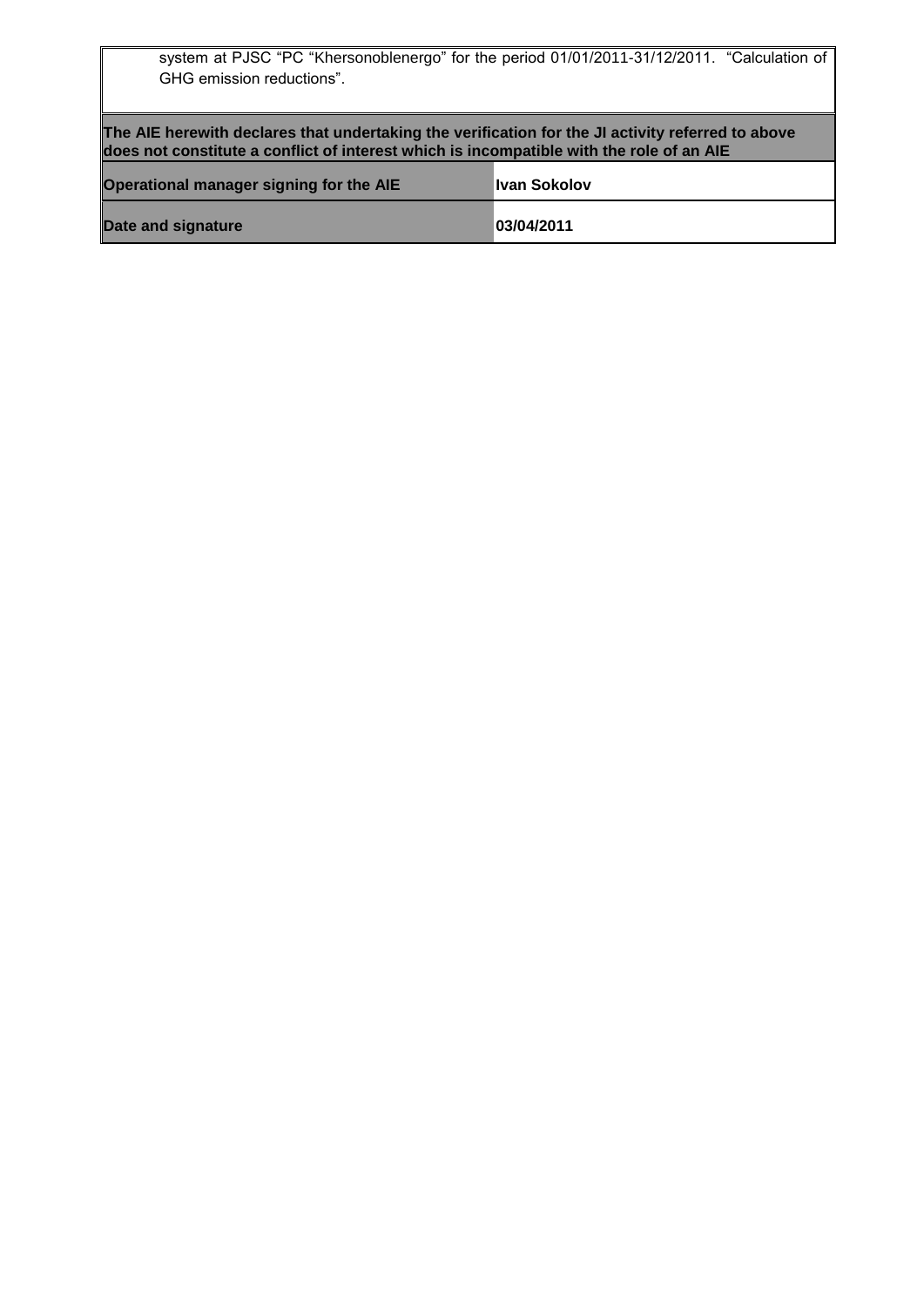system at PJSC "PC "Khersonoblenergo" for the period 01/01/2011-31/12/2011. "Calculation of GHG emission reductions".

| | |
|---|---|
| **The AIE herewith declares that undertaking the verification for the JI activity referred to above does not constitute a conflict of interest which is incompatible with the role of an AIE** | |
| **Operational manager signing for the AIE** | **Ivan Sokolov** |
| **Date and signature** | **03/04/2011** |